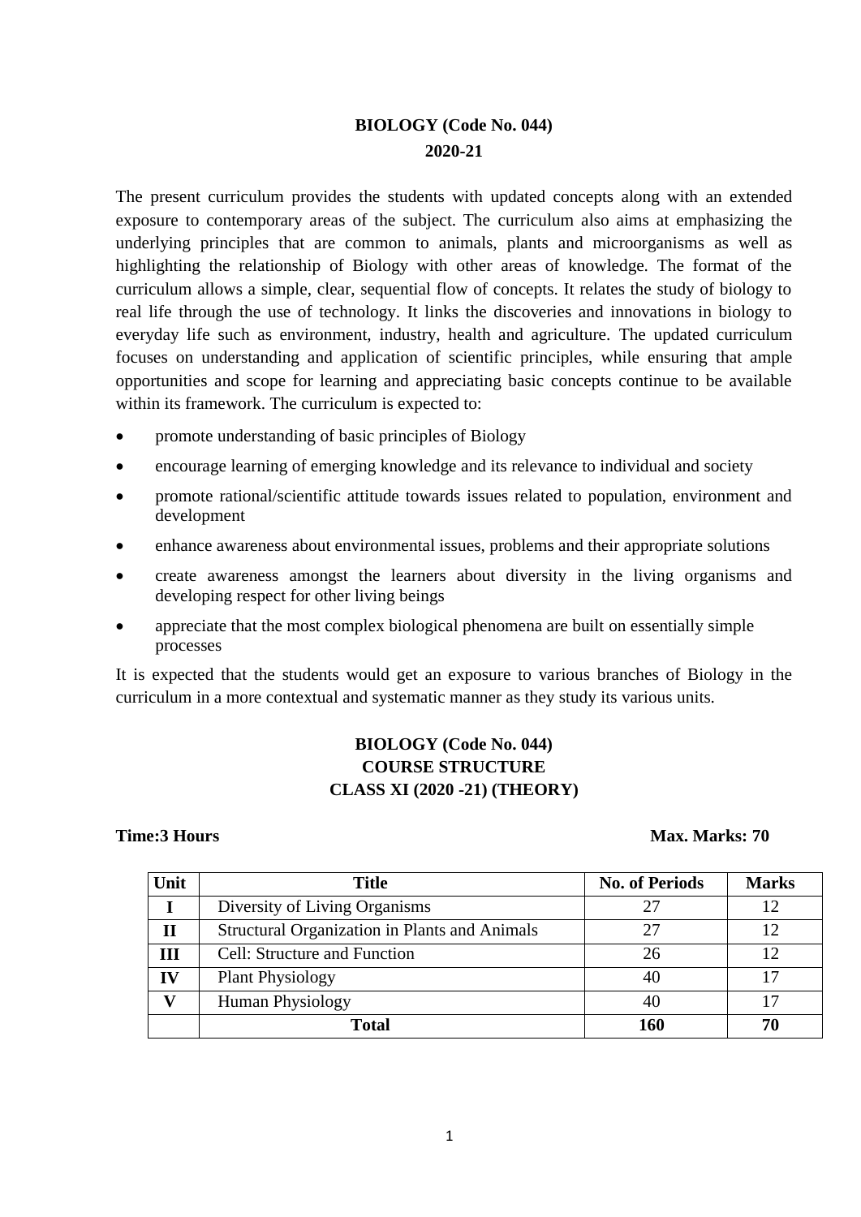# BIOLOGY (Code No. 044)
## 2020-21

The present curriculum provides the students with updated concepts along with an extended exposure to contemporary areas of the subject. The curriculum also aims at emphasizing the underlying principles that are common to animals, plants and microorganisms as well as highlighting the relationship of Biology with other areas of knowledge. The format of the curriculum allows a simple, clear, sequential flow of concepts. It relates the study of biology to real life through the use of technology. It links the discoveries and innovations in biology to everyday life such as environment, industry, health and agriculture. The updated curriculum focuses on understanding and application of scientific principles, while ensuring that ample opportunities and scope for learning and appreciating basic concepts continue to be available within its framework. The curriculum is expected to:

- promote understanding of basic principles of Biology
- encourage learning of emerging knowledge and its relevance to individual and society
- promote rational/scientific attitude towards issues related to population, environment and development
- enhance awareness about environmental issues, problems and their appropriate solutions
- create awareness amongst the learners about diversity in the living organisms and developing respect for other living beings
- appreciate that the most complex biological phenomena are built on essentially simple processes

It is expected that the students would get an exposure to various branches of Biology in the curriculum in a more contextual and systematic manner as they study its various units.

## BIOLOGY (Code No. 044)
## COURSE STRUCTURE
## CLASS XI (2020 -21) (THEORY)

**Time:3 Hours** **Max. Marks: 70**

| Unit | Title | No. of Periods | Marks |
|---|---|---|---|
| **I** | Diversity of Living Organisms | 27 | 12 |
| **II** | Structural Organization in Plants and Animals | 27 | 12 |
| **III** | Cell: Structure and Function | 26 | 12 |
| **IV** | Plant Physiology | 40 | 17 |
| **V** | Human Physiology | 40 | 17 |
| | **Total** | **160** | **70** |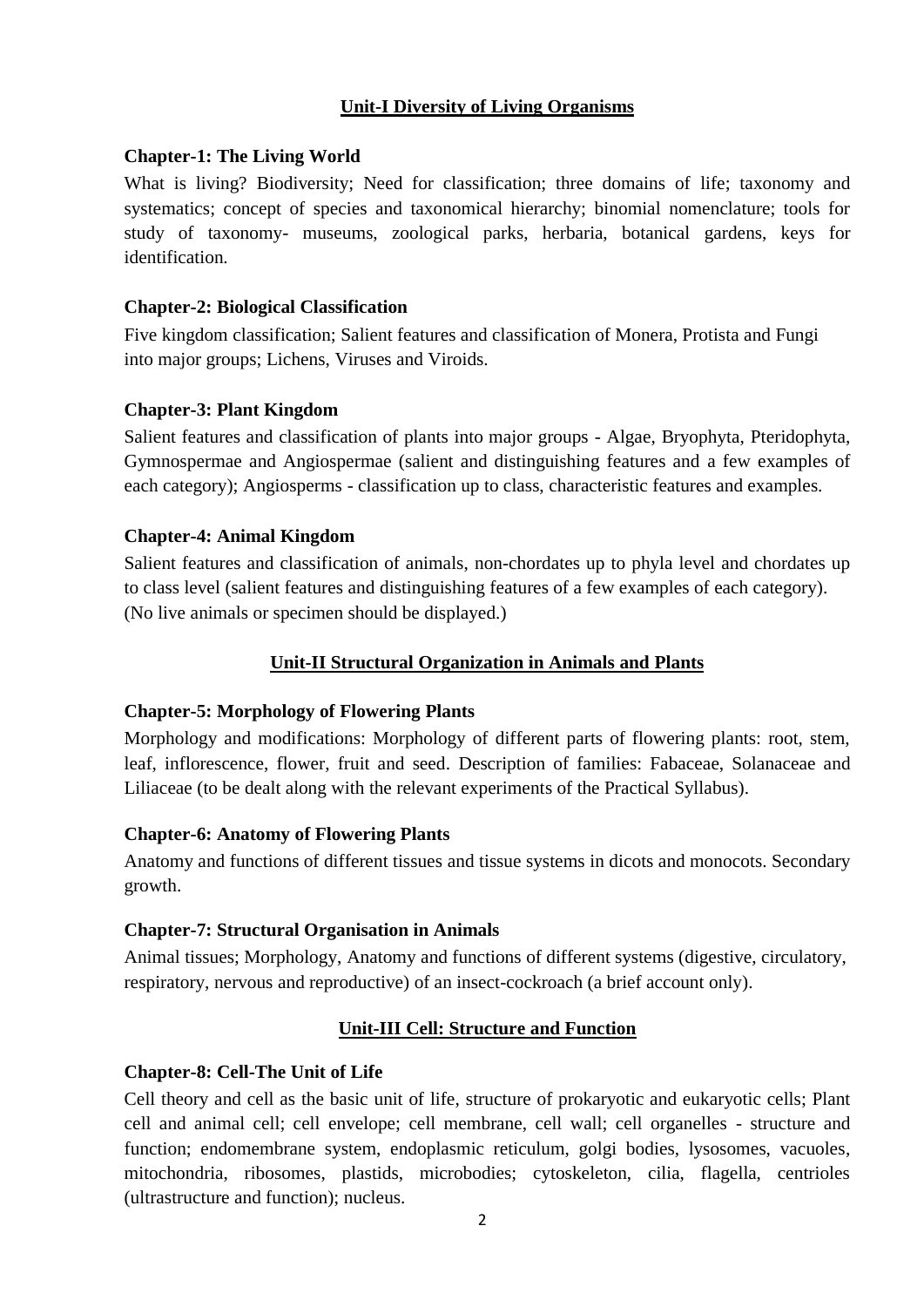## Unit-I Diversity of Living Organisms

### Chapter-1: The Living World

What is living? Biodiversity; Need for classification; three domains of life; taxonomy and systematics; concept of species and taxonomical hierarchy; binomial nomenclature; tools for study of taxonomy- museums, zoological parks, herbaria, botanical gardens, keys for identification.

### Chapter-2: Biological Classification

Five kingdom classification; Salient features and classification of Monera, Protista and Fungi into major groups; Lichens, Viruses and Viroids.

### Chapter-3: Plant Kingdom

Salient features and classification of plants into major groups - Algae, Bryophyta, Pteridophyta, Gymnospermae and Angiospermae (salient and distinguishing features and a few examples of each category); Angiosperms - classification up to class, characteristic features and examples.

### Chapter-4: Animal Kingdom

Salient features and classification of animals, non-chordates up to phyla level and chordates up to class level (salient features and distinguishing features of a few examples of each category). (No live animals or specimen should be displayed.)

## Unit-II Structural Organization in Animals and Plants

### Chapter-5: Morphology of Flowering Plants

Morphology and modifications: Morphology of different parts of flowering plants: root, stem, leaf, inflorescence, flower, fruit and seed. Description of families: Fabaceae, Solanaceae and Liliaceae (to be dealt along with the relevant experiments of the Practical Syllabus).

### Chapter-6: Anatomy of Flowering Plants

Anatomy and functions of different tissues and tissue systems in dicots and monocots. Secondary growth.

### Chapter-7: Structural Organisation in Animals

Animal tissues; Morphology, Anatomy and functions of different systems (digestive, circulatory, respiratory, nervous and reproductive) of an insect-cockroach (a brief account only).

## Unit-III Cell: Structure and Function

### Chapter-8: Cell-The Unit of Life

Cell theory and cell as the basic unit of life, structure of prokaryotic and eukaryotic cells; Plant cell and animal cell; cell envelope; cell membrane, cell wall; cell organelles - structure and function; endomembrane system, endoplasmic reticulum, golgi bodies, lysosomes, vacuoles, mitochondria, ribosomes, plastids, microbodies; cytoskeleton, cilia, flagella, centrioles (ultrastructure and function); nucleus.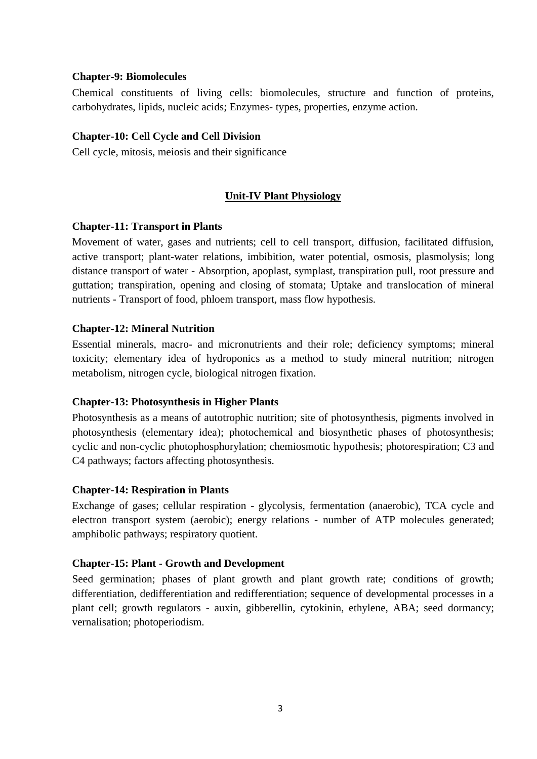**Chapter-9: Biomolecules**

Chemical constituents of living cells: biomolecules, structure and function of proteins, carbohydrates, lipids, nucleic acids; Enzymes- types, properties, enzyme action.

**Chapter-10: Cell Cycle and Cell Division**

Cell cycle, mitosis, meiosis and their significance

## Unit-IV Plant Physiology

**Chapter-11: Transport in Plants**

Movement of water, gases and nutrients; cell to cell transport, diffusion, facilitated diffusion, active transport; plant-water relations, imbibition, water potential, osmosis, plasmolysis; long distance transport of water - Absorption, apoplast, symplast, transpiration pull, root pressure and guttation; transpiration, opening and closing of stomata; Uptake and translocation of mineral nutrients - Transport of food, phloem transport, mass flow hypothesis.

**Chapter-12: Mineral Nutrition**

Essential minerals, macro- and micronutrients and their role; deficiency symptoms; mineral toxicity; elementary idea of hydroponics as a method to study mineral nutrition; nitrogen metabolism, nitrogen cycle, biological nitrogen fixation.

**Chapter-13: Photosynthesis in Higher Plants**

Photosynthesis as a means of autotrophic nutrition; site of photosynthesis, pigments involved in photosynthesis (elementary idea); photochemical and biosynthetic phases of photosynthesis; cyclic and non-cyclic photophosphorylation; chemiosmotic hypothesis; photorespiration; C3 and C4 pathways; factors affecting photosynthesis.

**Chapter-14: Respiration in Plants**

Exchange of gases; cellular respiration - glycolysis, fermentation (anaerobic), TCA cycle and electron transport system (aerobic); energy relations - number of ATP molecules generated; amphibolic pathways; respiratory quotient.

**Chapter-15: Plant - Growth and Development**

Seed germination; phases of plant growth and plant growth rate; conditions of growth; differentiation, dedifferentiation and redifferentiation; sequence of developmental processes in a plant cell; growth regulators - auxin, gibberellin, cytokinin, ethylene, ABA; seed dormancy; vernalisation; photoperiodism.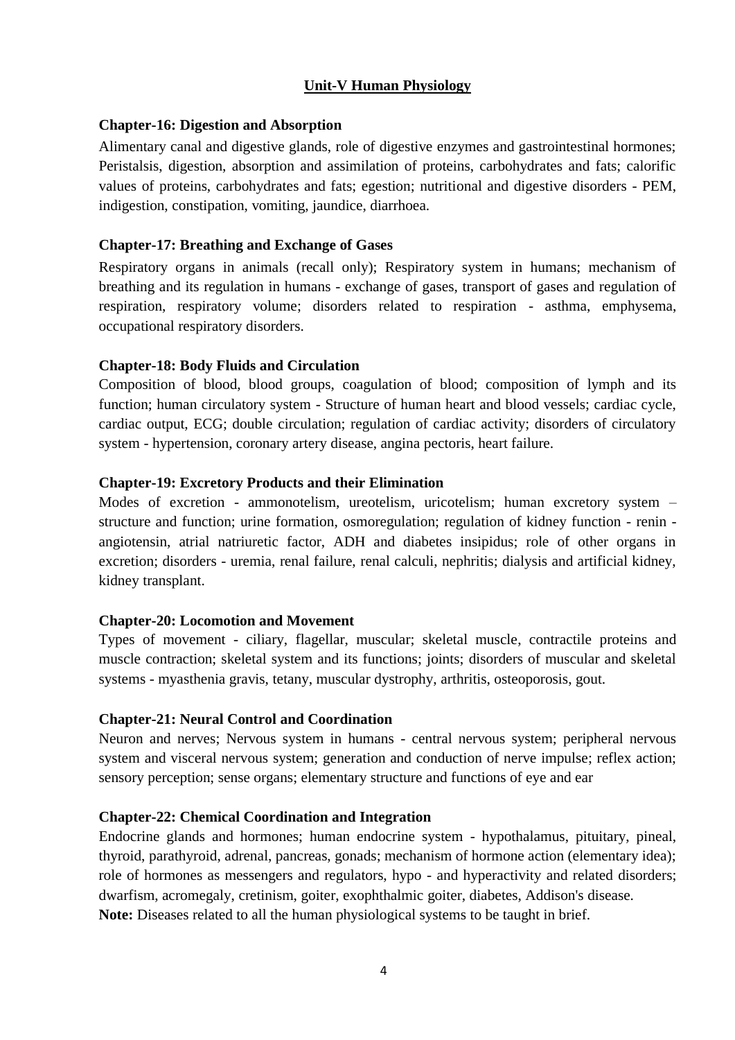## Unit-V Human Physiology

### Chapter-16: Digestion and Absorption

Alimentary canal and digestive glands, role of digestive enzymes and gastrointestinal hormones; Peristalsis, digestion, absorption and assimilation of proteins, carbohydrates and fats; calorific values of proteins, carbohydrates and fats; egestion; nutritional and digestive disorders - PEM, indigestion, constipation, vomiting, jaundice, diarrhoea.

### Chapter-17: Breathing and Exchange of Gases

Respiratory organs in animals (recall only); Respiratory system in humans; mechanism of breathing and its regulation in humans - exchange of gases, transport of gases and regulation of respiration, respiratory volume; disorders related to respiration - asthma, emphysema, occupational respiratory disorders.

### Chapter-18: Body Fluids and Circulation

Composition of blood, blood groups, coagulation of blood; composition of lymph and its function; human circulatory system - Structure of human heart and blood vessels; cardiac cycle, cardiac output, ECG; double circulation; regulation of cardiac activity; disorders of circulatory system - hypertension, coronary artery disease, angina pectoris, heart failure.

### Chapter-19: Excretory Products and their Elimination

Modes of excretion - ammonotelism, ureotelism, uricotelism; human excretory system – structure and function; urine formation, osmoregulation; regulation of kidney function - renin - angiotensin, atrial natriuretic factor, ADH and diabetes insipidus; role of other organs in excretion; disorders - uremia, renal failure, renal calculi, nephritis; dialysis and artificial kidney, kidney transplant.

### Chapter-20: Locomotion and Movement

Types of movement - ciliary, flagellar, muscular; skeletal muscle, contractile proteins and muscle contraction; skeletal system and its functions; joints; disorders of muscular and skeletal systems - myasthenia gravis, tetany, muscular dystrophy, arthritis, osteoporosis, gout.

### Chapter-21: Neural Control and Coordination

Neuron and nerves; Nervous system in humans - central nervous system; peripheral nervous system and visceral nervous system; generation and conduction of nerve impulse; reflex action; sensory perception; sense organs; elementary structure and functions of eye and ear

### Chapter-22: Chemical Coordination and Integration

Endocrine glands and hormones; human endocrine system - hypothalamus, pituitary, pineal, thyroid, parathyroid, adrenal, pancreas, gonads; mechanism of hormone action (elementary idea); role of hormones as messengers and regulators, hypo - and hyperactivity and related disorders; dwarfism, acromegaly, cretinism, goiter, exophthalmic goiter, diabetes, Addison's disease.

**Note:** Diseases related to all the human physiological systems to be taught in brief.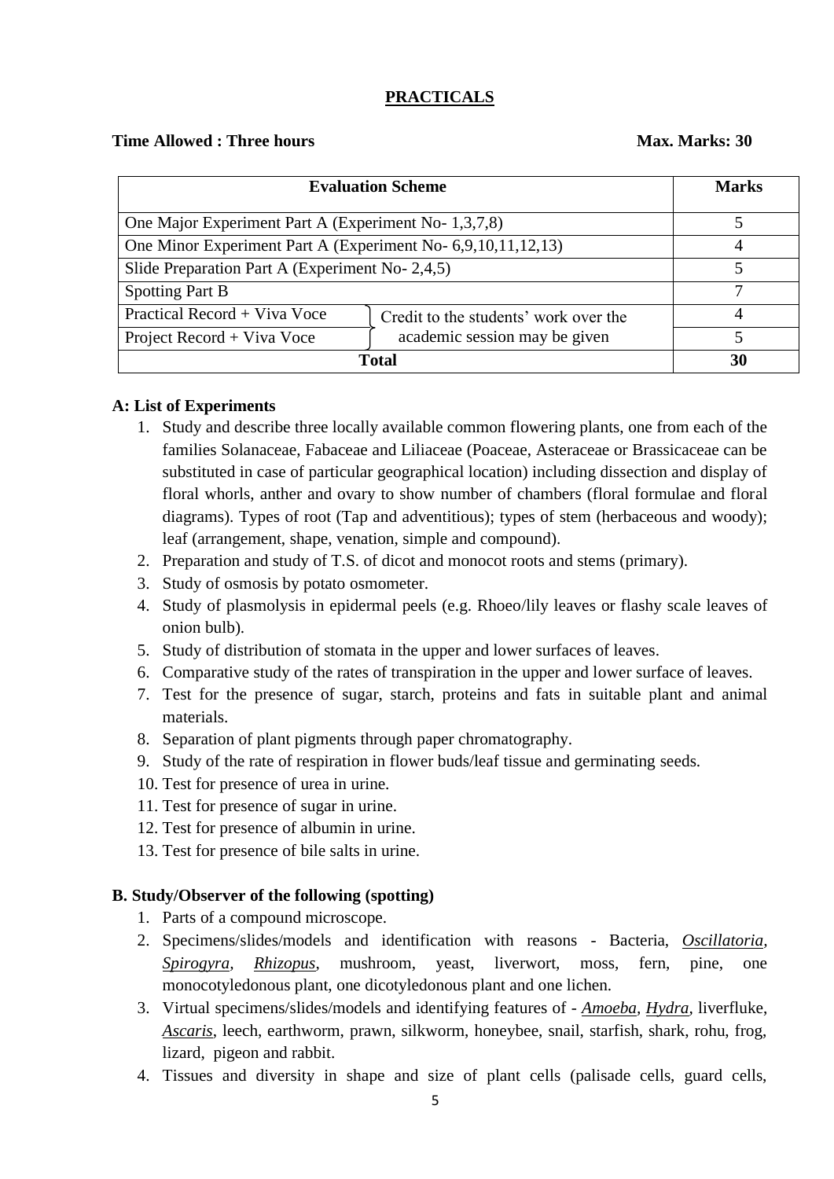## PRACTICALS

**Time Allowed : Three hours** **Max. Marks: 30**

| Evaluation Scheme | | Marks |
|---|---|---|
| One Major Experiment Part A (Experiment No- 1,3,7,8) | | 5 |
| One Minor Experiment Part A (Experiment No- 6,9,10,11,12,13) | | 4 |
| Slide Preparation Part A (Experiment No- 2,4,5) | | 5 |
| Spotting Part B | | 7 |
| Practical Record + Viva Voce | Credit to the students' work over the academic session may be given | 4 |
| Project Record + Viva Voce | | 5 |
| **Total** | | **30** |

**A: List of Experiments**

1. Study and describe three locally available common flowering plants, one from each of the families Solanaceae, Fabaceae and Liliaceae (Poaceae, Asteraceae or Brassicaceae can be substituted in case of particular geographical location) including dissection and display of floral whorls, anther and ovary to show number of chambers (floral formulae and floral diagrams). Types of root (Tap and adventitious); types of stem (herbaceous and woody); leaf (arrangement, shape, venation, simple and compound).
2. Preparation and study of T.S. of dicot and monocot roots and stems (primary).
3. Study of osmosis by potato osmometer.
4. Study of plasmolysis in epidermal peels (e.g. Rhoeo/lily leaves or flashy scale leaves of onion bulb).
5. Study of distribution of stomata in the upper and lower surfaces of leaves.
6. Comparative study of the rates of transpiration in the upper and lower surface of leaves.
7. Test for the presence of sugar, starch, proteins and fats in suitable plant and animal materials.
8. Separation of plant pigments through paper chromatography.
9. Study of the rate of respiration in flower buds/leaf tissue and germinating seeds.
10. Test for presence of urea in urine.
11. Test for presence of sugar in urine.
12. Test for presence of albumin in urine.
13. Test for presence of bile salts in urine.

**B. Study/Observer of the following (spotting)**

1. Parts of a compound microscope.
2. Specimens/slides/models and identification with reasons - Bacteria, *Oscillatoria*, *Spirogyra*, *Rhizopus*, mushroom, yeast, liverwort, moss, fern, pine, one monocotyledonous plant, one dicotyledonous plant and one lichen.
3. Virtual specimens/slides/models and identifying features of - *Amoeba*, *Hydra*, liverfluke, *Ascaris*, leech, earthworm, prawn, silkworm, honeybee, snail, starfish, shark, rohu, frog, lizard, pigeon and rabbit.
4. Tissues and diversity in shape and size of plant cells (palisade cells, guard cells,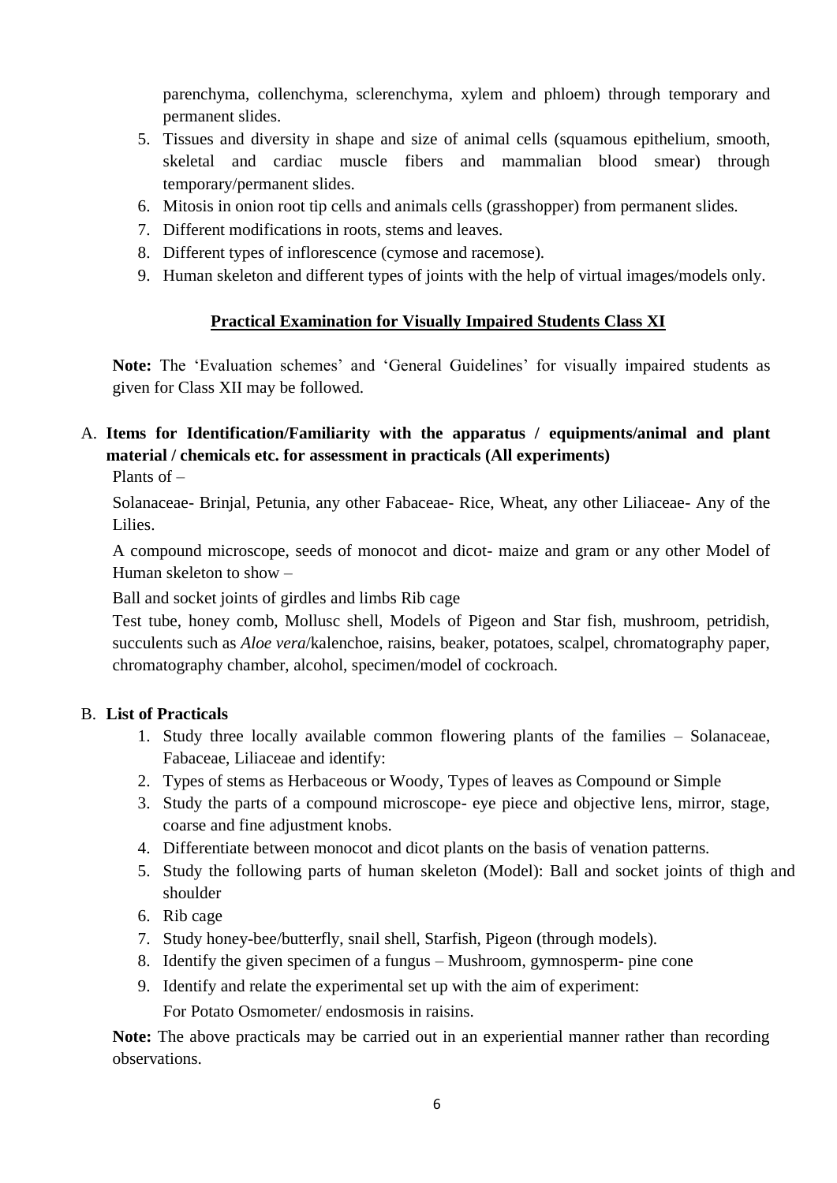parenchyma, collenchyma, sclerenchyma, xylem and phloem) through temporary and permanent slides.

5. Tissues and diversity in shape and size of animal cells (squamous epithelium, smooth, skeletal and cardiac muscle fibers and mammalian blood smear) through temporary/permanent slides.
6. Mitosis in onion root tip cells and animals cells (grasshopper) from permanent slides.
7. Different modifications in roots, stems and leaves.
8. Different types of inflorescence (cymose and racemose).
9. Human skeleton and different types of joints with the help of virtual images/models only.

## Practical Examination for Visually Impaired Students Class XI

**Note:** The 'Evaluation schemes' and 'General Guidelines' for visually impaired students as given for Class XII may be followed.

A. **Items for Identification/Familiarity with the apparatus / equipments/animal and plant material / chemicals etc. for assessment in practicals (All experiments)**

Plants of –

Solanaceae- Brinjal, Petunia, any other Fabaceae- Rice, Wheat, any other Liliaceae- Any of the Lilies.

A compound microscope, seeds of monocot and dicot- maize and gram or any other Model of Human skeleton to show –

Ball and socket joints of girdles and limbs Rib cage

Test tube, honey comb, Mollusc shell, Models of Pigeon and Star fish, mushroom, petridish, succulents such as *Aloe vera*/kalenchoe, raisins, beaker, potatoes, scalpel, chromatography paper, chromatography chamber, alcohol, specimen/model of cockroach.

B. **List of Practicals**

1. Study three locally available common flowering plants of the families – Solanaceae, Fabaceae, Liliaceae and identify:
2. Types of stems as Herbaceous or Woody, Types of leaves as Compound or Simple
3. Study the parts of a compound microscope- eye piece and objective lens, mirror, stage, coarse and fine adjustment knobs.
4. Differentiate between monocot and dicot plants on the basis of venation patterns.
5. Study the following parts of human skeleton (Model): Ball and socket joints of thigh and shoulder
6. Rib cage
7. Study honey-bee/butterfly, snail shell, Starfish, Pigeon (through models).
8. Identify the given specimen of a fungus – Mushroom, gymnosperm- pine cone
9. Identify and relate the experimental set up with the aim of experiment:

   For Potato Osmometer/ endosmosis in raisins.

**Note:** The above practicals may be carried out in an experiential manner rather than recording observations.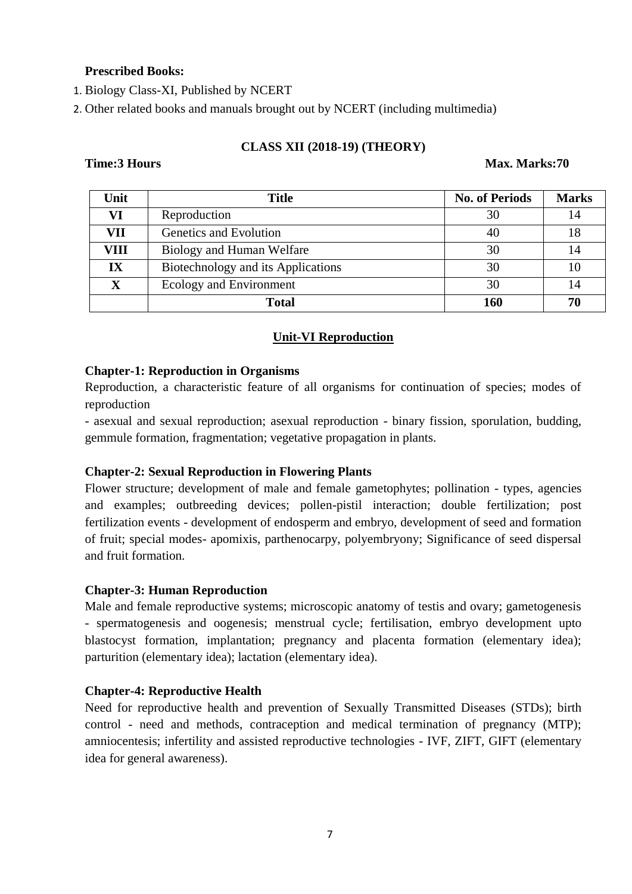**Prescribed Books:**

1. Biology Class-XI, Published by NCERT
2. Other related books and manuals brought out by NCERT (including multimedia)

**CLASS XII (2018-19) (THEORY)**

**Time:3 Hours** **Max. Marks:70**

| Unit | Title | No. of Periods | Marks |
|---|---|---|---|
| VI | Reproduction | 30 | 14 |
| VII | Genetics and Evolution | 40 | 18 |
| VIII | Biology and Human Welfare | 30 | 14 |
| IX | Biotechnology and its Applications | 30 | 10 |
| X | Ecology and Environment | 30 | 14 |
| | **Total** | **160** | **70** |

## Unit-VI Reproduction

**Chapter-1: Reproduction in Organisms**

Reproduction, a characteristic feature of all organisms for continuation of species; modes of reproduction

- asexual and sexual reproduction; asexual reproduction - binary fission, sporulation, budding, gemmule formation, fragmentation; vegetative propagation in plants.

**Chapter-2: Sexual Reproduction in Flowering Plants**

Flower structure; development of male and female gametophytes; pollination - types, agencies and examples; outbreeding devices; pollen-pistil interaction; double fertilization; post fertilization events - development of endosperm and embryo, development of seed and formation of fruit; special modes- apomixis, parthenocarpy, polyembryony; Significance of seed dispersal and fruit formation.

**Chapter-3: Human Reproduction**

Male and female reproductive systems; microscopic anatomy of testis and ovary; gametogenesis - spermatogenesis and oogenesis; menstrual cycle; fertilisation, embryo development upto blastocyst formation, implantation; pregnancy and placenta formation (elementary idea); parturition (elementary idea); lactation (elementary idea).

**Chapter-4: Reproductive Health**

Need for reproductive health and prevention of Sexually Transmitted Diseases (STDs); birth control - need and methods, contraception and medical termination of pregnancy (MTP); amniocentesis; infertility and assisted reproductive technologies - IVF, ZIFT, GIFT (elementary idea for general awareness).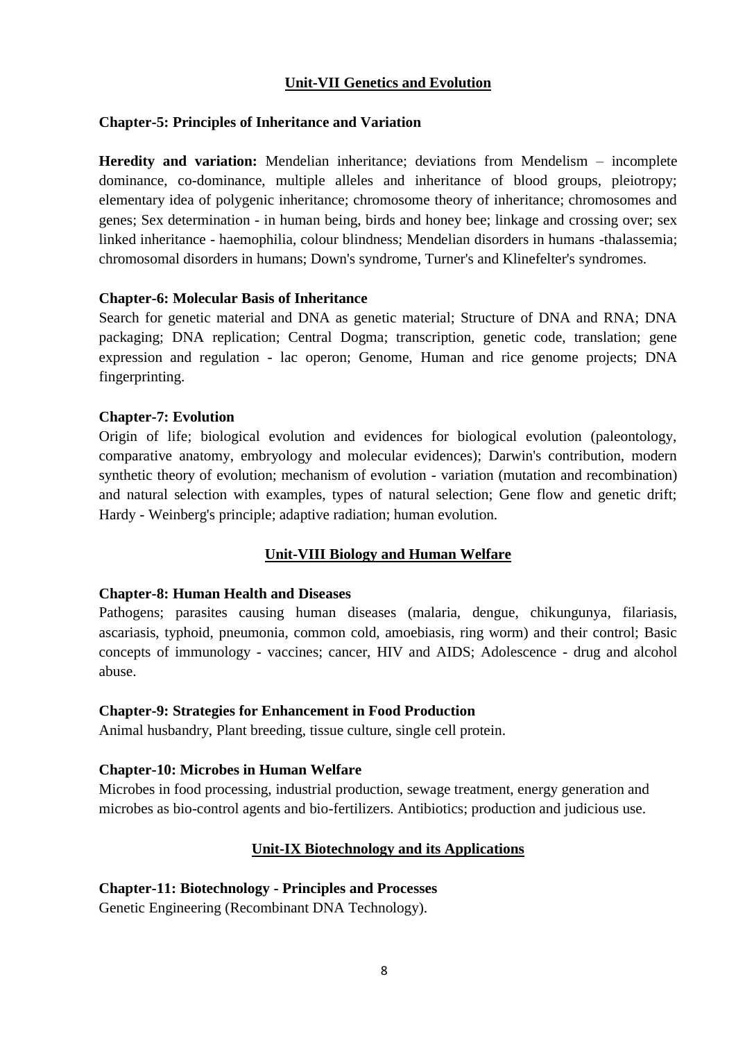## Unit-VII Genetics and Evolution

### Chapter-5: Principles of Inheritance and Variation

**Heredity and variation:** Mendelian inheritance; deviations from Mendelism – incomplete dominance, co-dominance, multiple alleles and inheritance of blood groups, pleiotropy; elementary idea of polygenic inheritance; chromosome theory of inheritance; chromosomes and genes; Sex determination - in human being, birds and honey bee; linkage and crossing over; sex linked inheritance - haemophilia, colour blindness; Mendelian disorders in humans -thalassemia; chromosomal disorders in humans; Down's syndrome, Turner's and Klinefelter's syndromes.

### Chapter-6: Molecular Basis of Inheritance

Search for genetic material and DNA as genetic material; Structure of DNA and RNA; DNA packaging; DNA replication; Central Dogma; transcription, genetic code, translation; gene expression and regulation - lac operon; Genome, Human and rice genome projects; DNA fingerprinting.

### Chapter-7: Evolution

Origin of life; biological evolution and evidences for biological evolution (paleontology, comparative anatomy, embryology and molecular evidences); Darwin's contribution, modern synthetic theory of evolution; mechanism of evolution - variation (mutation and recombination) and natural selection with examples, types of natural selection; Gene flow and genetic drift; Hardy - Weinberg's principle; adaptive radiation; human evolution.

## Unit-VIII Biology and Human Welfare

### Chapter-8: Human Health and Diseases

Pathogens; parasites causing human diseases (malaria, dengue, chikungunya, filariasis, ascariasis, typhoid, pneumonia, common cold, amoebiasis, ring worm) and their control; Basic concepts of immunology - vaccines; cancer, HIV and AIDS; Adolescence - drug and alcohol abuse.

### Chapter-9: Strategies for Enhancement in Food Production

Animal husbandry, Plant breeding, tissue culture, single cell protein.

### Chapter-10: Microbes in Human Welfare

Microbes in food processing, industrial production, sewage treatment, energy generation and microbes as bio-control agents and bio-fertilizers. Antibiotics; production and judicious use.

## Unit-IX Biotechnology and its Applications

### Chapter-11: Biotechnology - Principles and Processes

Genetic Engineering (Recombinant DNA Technology).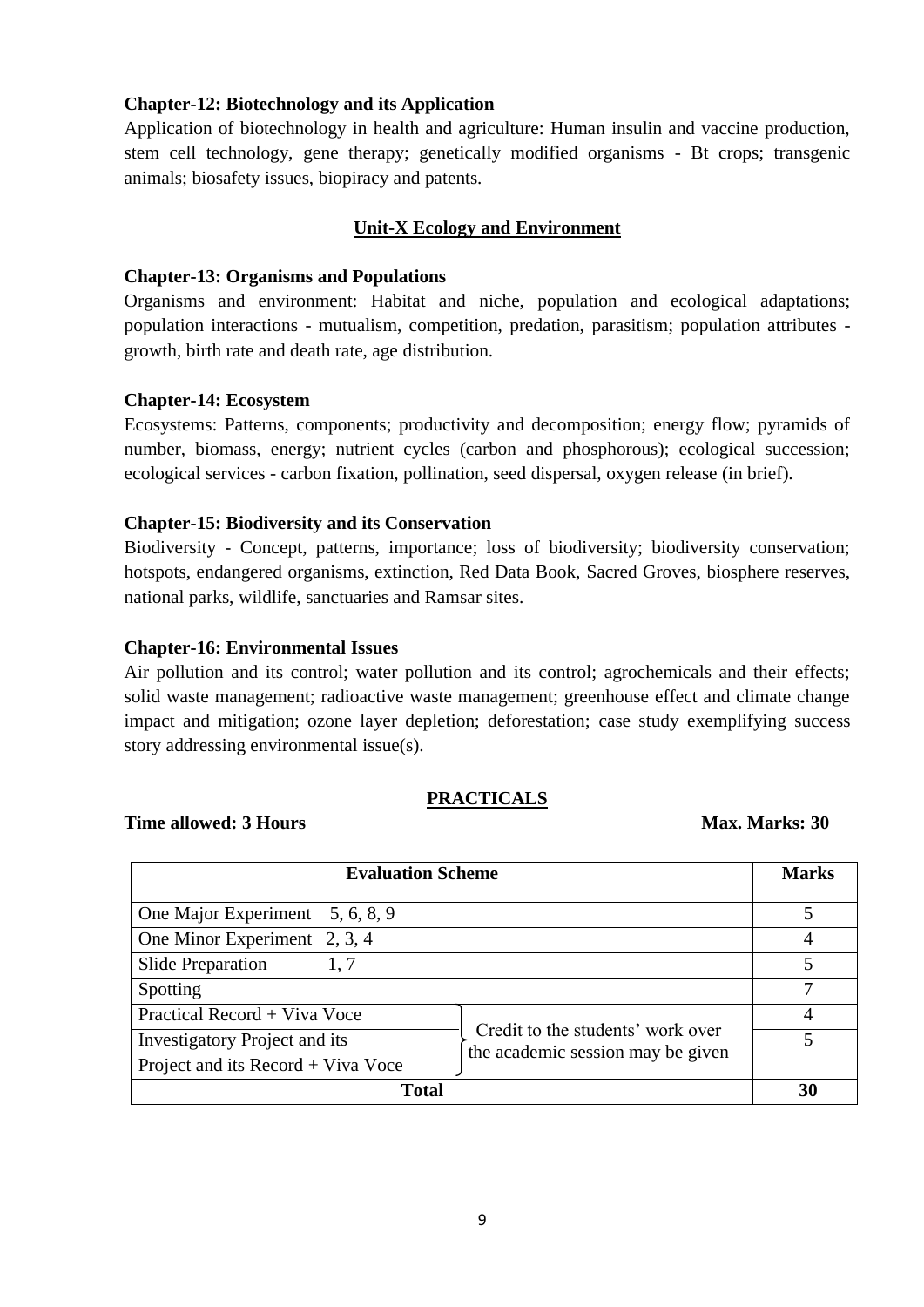**Chapter-12: Biotechnology and its Application**

Application of biotechnology in health and agriculture: Human insulin and vaccine production, stem cell technology, gene therapy; genetically modified organisms - Bt crops; transgenic animals; biosafety issues, biopiracy and patents.

## Unit-X Ecology and Environment

**Chapter-13: Organisms and Populations**

Organisms and environment: Habitat and niche, population and ecological adaptations; population interactions - mutualism, competition, predation, parasitism; population attributes - growth, birth rate and death rate, age distribution.

**Chapter-14: Ecosystem**

Ecosystems: Patterns, components; productivity and decomposition; energy flow; pyramids of number, biomass, energy; nutrient cycles (carbon and phosphorous); ecological succession; ecological services - carbon fixation, pollination, seed dispersal, oxygen release (in brief).

**Chapter-15: Biodiversity and its Conservation**

Biodiversity - Concept, patterns, importance; loss of biodiversity; biodiversity conservation; hotspots, endangered organisms, extinction, Red Data Book, Sacred Groves, biosphere reserves, national parks, wildlife, sanctuaries and Ramsar sites.

**Chapter-16: Environmental Issues**

Air pollution and its control; water pollution and its control; agrochemicals and their effects; solid waste management; radioactive waste management; greenhouse effect and climate change impact and mitigation; ozone layer depletion; deforestation; case study exemplifying success story addressing environmental issue(s).

## PRACTICALS

**Time allowed: 3 Hours** **Max. Marks: 30**

| Evaluation Scheme | | Marks |
|---|---|---|
| One Major Experiment 5, 6, 8, 9 | | 5 |
| One Minor Experiment 2, 3, 4 | | 4 |
| Slide Preparation 1, 7 | | 5 |
| Spotting | | 7 |
| Practical Record + Viva Voce | Credit to the students' work over the academic session may be given | 4 |
| Investigatory Project and its Project and its Record + Viva Voce | | 5 |
| **Total** | | **30** |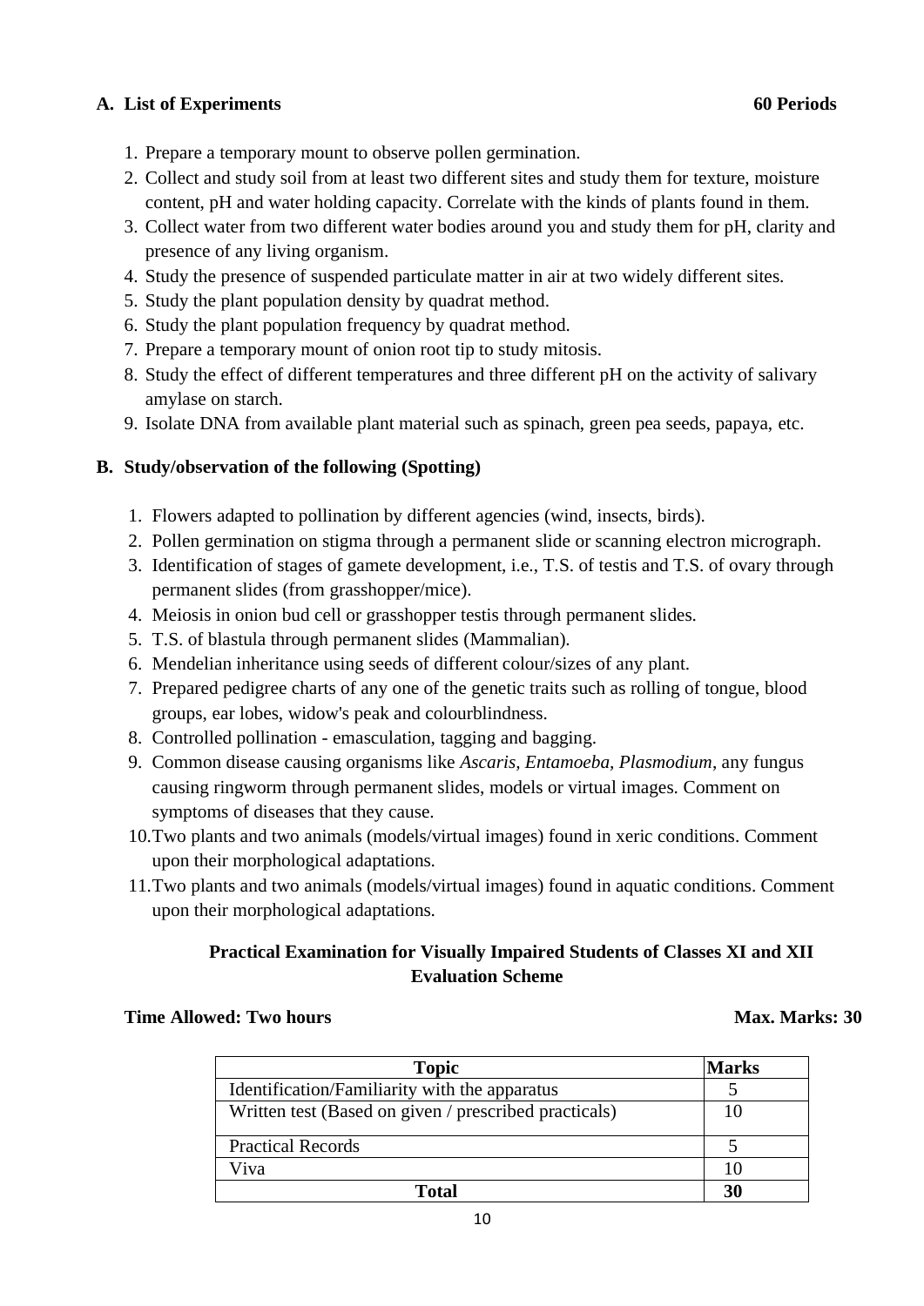**A. List of Experiments** **60 Periods**

1. Prepare a temporary mount to observe pollen germination.
2. Collect and study soil from at least two different sites and study them for texture, moisture content, pH and water holding capacity. Correlate with the kinds of plants found in them.
3. Collect water from two different water bodies around you and study them for pH, clarity and presence of any living organism.
4. Study the presence of suspended particulate matter in air at two widely different sites.
5. Study the plant population density by quadrat method.
6. Study the plant population frequency by quadrat method.
7. Prepare a temporary mount of onion root tip to study mitosis.
8. Study the effect of different temperatures and three different pH on the activity of salivary amylase on starch.
9. Isolate DNA from available plant material such as spinach, green pea seeds, papaya, etc.

**B. Study/observation of the following (Spotting)**

1. Flowers adapted to pollination by different agencies (wind, insects, birds).
2. Pollen germination on stigma through a permanent slide or scanning electron micrograph.
3. Identification of stages of gamete development, i.e., T.S. of testis and T.S. of ovary through permanent slides (from grasshopper/mice).
4. Meiosis in onion bud cell or grasshopper testis through permanent slides.
5. T.S. of blastula through permanent slides (Mammalian).
6. Mendelian inheritance using seeds of different colour/sizes of any plant.
7. Prepared pedigree charts of any one of the genetic traits such as rolling of tongue, blood groups, ear lobes, widow's peak and colourblindness.
8. Controlled pollination - emasculation, tagging and bagging.
9. Common disease causing organisms like *Ascaris*, *Entamoeba*, *Plasmodium*, any fungus causing ringworm through permanent slides, models or virtual images. Comment on symptoms of diseases that they cause.
10. Two plants and two animals (models/virtual images) found in xeric conditions. Comment upon their morphological adaptations.
11. Two plants and two animals (models/virtual images) found in aquatic conditions. Comment upon their morphological adaptations.

**Practical Examination for Visually Impaired Students of Classes XI and XII Evaluation Scheme**

**Time Allowed: Two hours** **Max. Marks: 30**

| Topic | Marks |
|---|---|
| Identification/Familiarity with the apparatus | 5 |
| Written test (Based on given / prescribed practicals) | 10 |
| Practical Records | 5 |
| Viva | 10 |
| **Total** | **30** |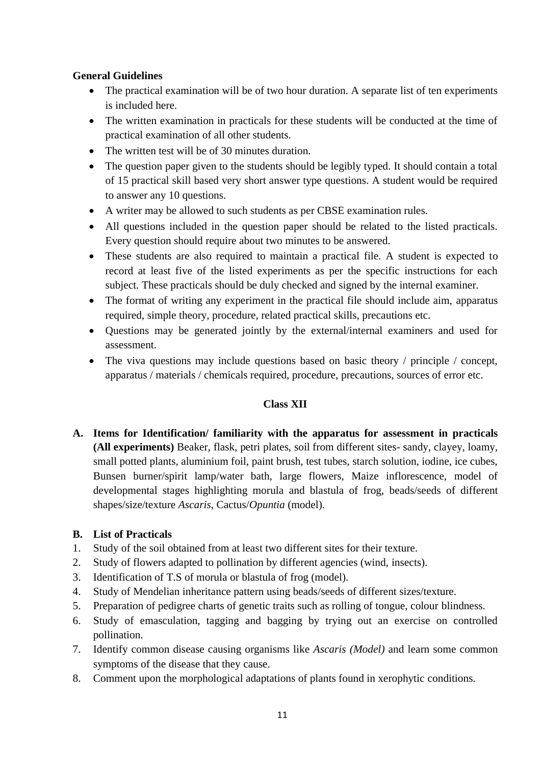**General Guidelines**

- The practical examination will be of two hour duration. A separate list of ten experiments is included here.
- The written examination in practicals for these students will be conducted at the time of practical examination of all other students.
- The written test will be of 30 minutes duration.
- The question paper given to the students should be legibly typed. It should contain a total of 15 practical skill based very short answer type questions. A student would be required to answer any 10 questions.
- A writer may be allowed to such students as per CBSE examination rules.
- All questions included in the question paper should be related to the listed practicals. Every question should require about two minutes to be answered.
- These students are also required to maintain a practical file. A student is expected to record at least five of the listed experiments as per the specific instructions for each subject. These practicals should be duly checked and signed by the internal examiner.
- The format of writing any experiment in the practical file should include aim, apparatus required, simple theory, procedure, related practical skills, precautions etc.
- Questions may be generated jointly by the external/internal examiners and used for assessment.
- The viva questions may include questions based on basic theory / principle / concept, apparatus / materials / chemicals required, procedure, precautions, sources of error etc.

## Class XII

**A. Items for Identification/ familiarity with the apparatus for assessment in practicals (All experiments)** Beaker, flask, petri plates, soil from different sites- sandy, clayey, loamy, small potted plants, aluminium foil, paint brush, test tubes, starch solution, iodine, ice cubes, Bunsen burner/spirit lamp/water bath, large flowers, Maize inflorescence, model of developmental stages highlighting morula and blastula of frog, beads/seeds of different shapes/size/texture *Ascaris*, Cactus/*Opuntia* (model).

**B. List of Practicals**

1. Study of the soil obtained from at least two different sites for their texture.
2. Study of flowers adapted to pollination by different agencies (wind, insects).
3. Identification of T.S of morula or blastula of frog (model).
4. Study of Mendelian inheritance pattern using beads/seeds of different sizes/texture.
5. Preparation of pedigree charts of genetic traits such as rolling of tongue, colour blindness.
6. Study of emasculation, tagging and bagging by trying out an exercise on controlled pollination.
7. Identify common disease causing organisms like *Ascaris (Model)* and learn some common symptoms of the disease that they cause.
8. Comment upon the morphological adaptations of plants found in xerophytic conditions.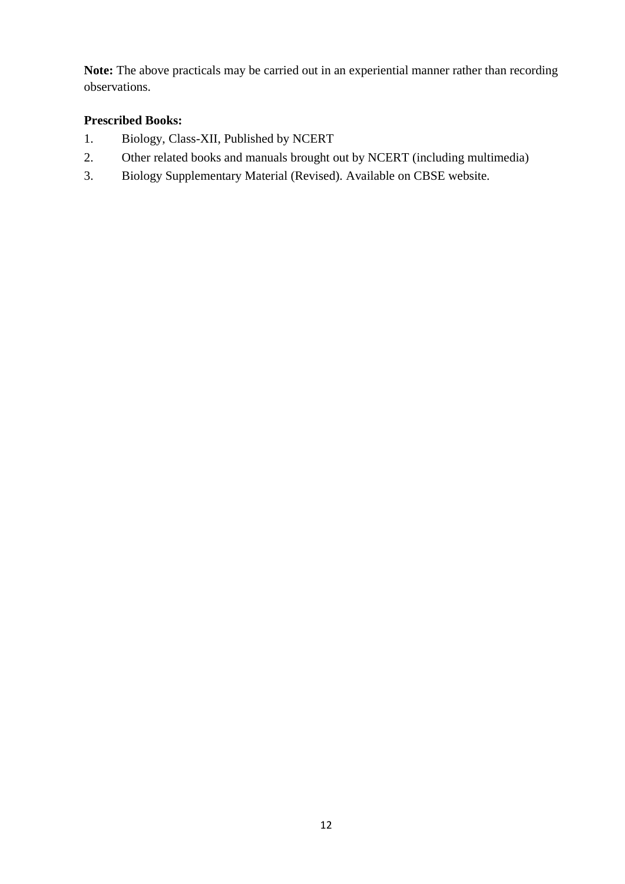**Note:** The above practicals may be carried out in an experiential manner rather than recording observations.

**Prescribed Books:**

1. Biology, Class-XII, Published by NCERT
2. Other related books and manuals brought out by NCERT (including multimedia)
3. Biology Supplementary Material (Revised). Available on CBSE website.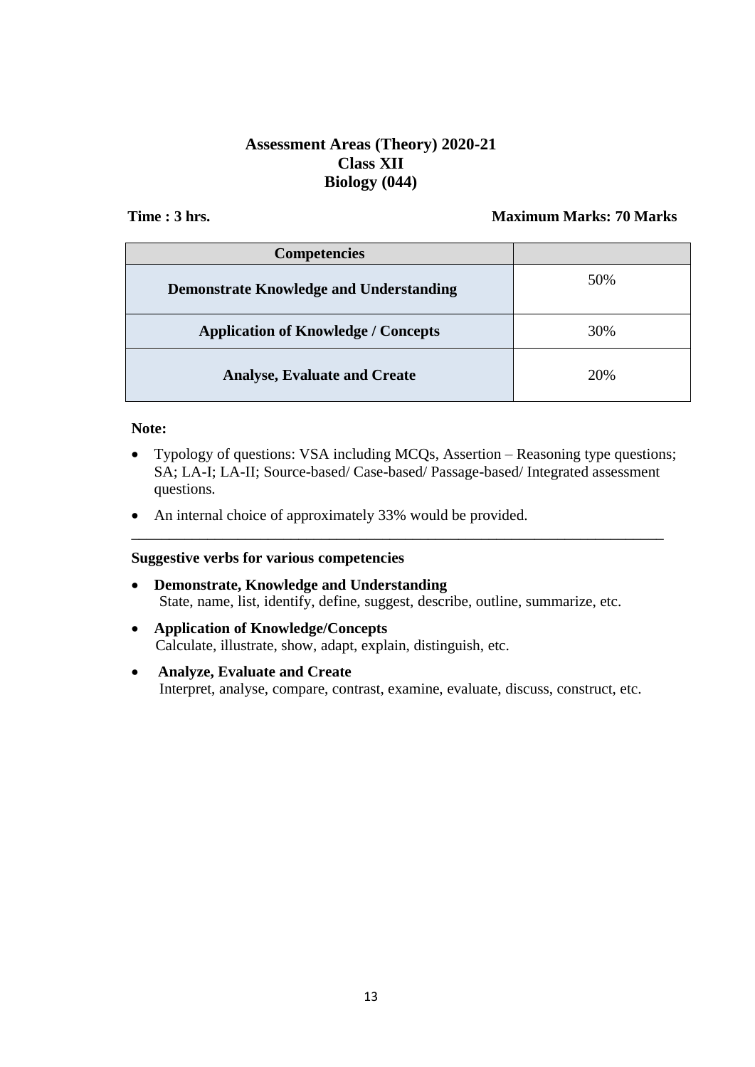# Assessment Areas (Theory) 2020-21
## Class XII
## Biology (044)

**Time : 3 hrs.** **Maximum Marks: 70 Marks**

| Competencies | |
|---|---|
| **Demonstrate Knowledge and Understanding** | 50% |
| **Application of Knowledge / Concepts** | 30% |
| **Analyse, Evaluate and Create** | 20% |

**Note:**

- Typology of questions: VSA including MCQs, Assertion – Reasoning type questions; SA; LA-I; LA-II; Source-based/ Case-based/ Passage-based/ Integrated assessment questions.
- An internal choice of approximately 33% would be provided.

---

**Suggestive verbs for various competencies**

- **Demonstrate, Knowledge and Understanding**
  State, name, list, identify, define, suggest, describe, outline, summarize, etc.
- **Application of Knowledge/Concepts**
  Calculate, illustrate, show, adapt, explain, distinguish, etc.
- **Analyze, Evaluate and Create**
  Interpret, analyse, compare, contrast, examine, evaluate, discuss, construct, etc.